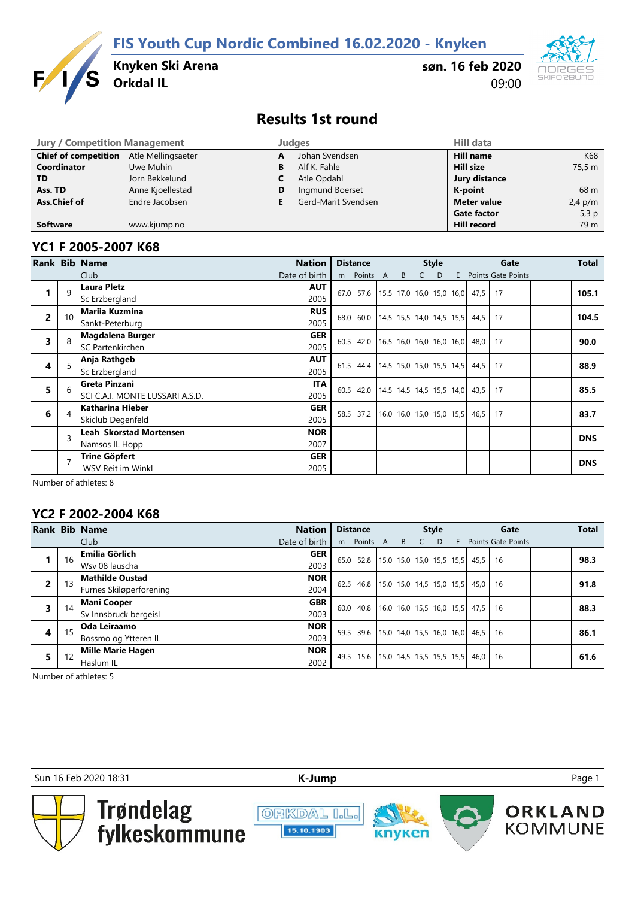# FIS Youth Cup Nordic Combined 16.02.2020 - Knyken

**Knyken Ski Arena**
**Orkdal IL**

**søn. 16 feb 2020**
09:00

## Results 1st round

| Jury / Competition Management | | Judges | | Hill data | |
|---|---|---|---|---|---|
| **Chief of competition** | Atle Mellingsaeter | **A** | Johan Svendsen | **Hill name** | K68 |
| **Coordinator** | Uwe Muhin | **B** | Alf K. Fahle | **Hill size** | 75,5 m |
| **TD** | Jorn Bekkelund | **C** | Atle Opdahl | **Jury distance** | |
| **Ass. TD** | Anne Kjoellestad | **D** | Ingmund Boerset | **K-point** | 68 m |
| **Ass.Chief of** | Endre Jacobsen | **E** | Gerd-Marit Svendsen | **Meter value** | 2,4 p/m |
| | | | | **Gate factor** | 5,3 p |
| **Software** | www.kjump.no | | | **Hill record** | 79 m |

### YC1 F 2005-2007 K68

| Rank | Bib | Name / Club | Nation / Date of birth | Distance m | Distance Points | A | B | C | D | E | Style Points | Gate | Gate Points | Total |
|---|---|---|---|---|---|---|---|---|---|---|---|---|---|---|
| 1 | 9 | **Laura Pletz** / Sc Erzbergland | **AUT** / 2005 | 67.0 | 57.6 | 15,5 | 17,0 | 16,0 | 15,0 | 16,0 | 47,5 | 17 | | **105.1** |
| 2 | 10 | **Mariia Kuzmina** / Sankt-Peterburg | **RUS** / 2005 | 68.0 | 60.0 | 14,5 | 15,5 | 14,0 | 14,5 | 15,5 | 44,5 | 17 | | **104.5** |
| 3 | 8 | **Magdalena Burger** / SC Partenkirchen | **GER** / 2005 | 60.5 | 42.0 | 16,5 | 16,0 | 16,0 | 16,0 | 16,0 | 48,0 | 17 | | **90.0** |
| 4 | 5 | **Anja Rathgeb** / Sc Erzbergland | **AUT** / 2005 | 61.5 | 44.4 | 14,5 | 15,0 | 15,0 | 15,5 | 14,5 | 44,5 | 17 | | **88.9** |
| 5 | 6 | **Greta Pinzani** / SCI C.A.I. MONTE LUSSARI A.S.D. | **ITA** / 2005 | 60.5 | 42.0 | 14,5 | 14,5 | 14,5 | 15,5 | 14,0 | 43,5 | 17 | | **85.5** |
| 6 | 4 | **Katharina Hieber** / Skiclub Degenfeld | **GER** / 2005 | 58.5 | 37.2 | 16,0 | 16,0 | 15,0 | 15,0 | 15,5 | 46,5 | 17 | | **83.7** |
| | 3 | **Leah Skorstad Mortensen** / Namsos IL Hopp | **NOR** / 2007 | | | | | | | | | | | **DNS** |
| | 7 | **Trine Göpfert** / WSV Reit im Winkl | **GER** / 2005 | | | | | | | | | | | **DNS** |

Number of athletes: 8

### YC2 F 2002-2004 K68

| Rank | Bib | Name / Club | Nation / Date of birth | Distance m | Distance Points | A | B | C | D | E | Style Points | Gate | Gate Points | Total |
|---|---|---|---|---|---|---|---|---|---|---|---|---|---|---|
| 1 | 16 | **Emilia Görlich** / Wsv 08 lauscha | **GER** / 2003 | 65.0 | 52.8 | 15,0 | 15,0 | 15,0 | 15,5 | 15,5 | 45,5 | 16 | | **98.3** |
| 2 | 13 | **Mathilde Oustad** / Furnes Skiløperforening | **NOR** / 2004 | 62.5 | 46.8 | 15,0 | 15,0 | 14,5 | 15,0 | 15,5 | 45,0 | 16 | | **91.8** |
| 3 | 14 | **Mani Cooper** / Sv Innsbruck bergeisl | **GBR** / 2003 | 60.0 | 40.8 | 16,0 | 16,0 | 15,5 | 16,0 | 15,5 | 47,5 | 16 | | **88.3** |
| 4 | 15 | **Oda Leiraamo** / Bossmo og Ytteren IL | **NOR** / 2003 | 59.5 | 39.6 | 15,0 | 14,0 | 15,5 | 16,0 | 16,0 | 46,5 | 16 | | **86.1** |
| 5 | 12 | **Mille Marie Hagen** / Haslum IL | **NOR** / 2002 | 49.5 | 15.6 | 15,0 | 14,5 | 15,5 | 15,5 | 15,5 | 46,0 | 16 | | **61.6** |

Number of athletes: 5

Sun 16 Feb 2020 18:31 — K-Jump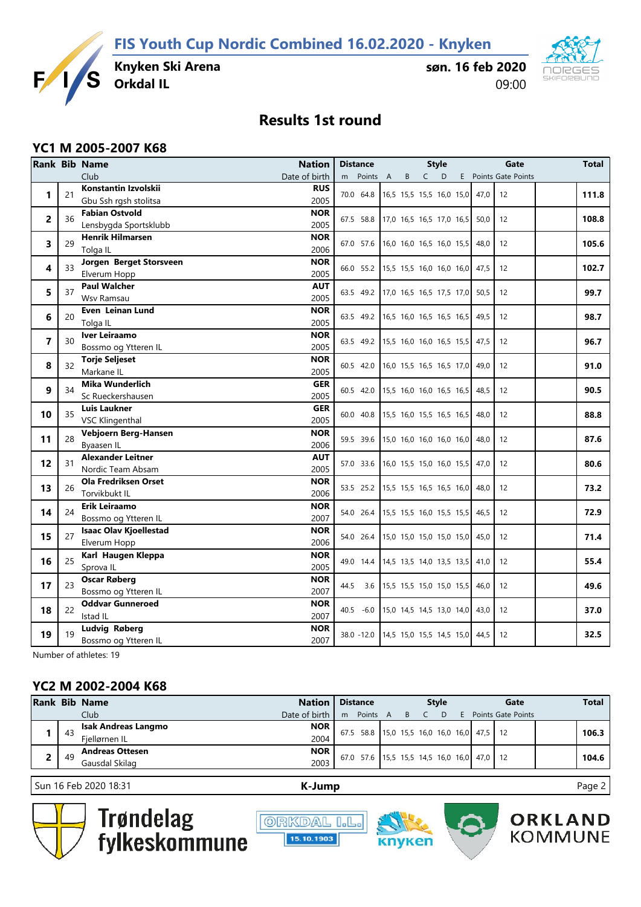# FIS Youth Cup Nordic Combined 16.02.2020 - Knyken

**Knyken Ski Arena**
**Orkdal IL**

**søn. 16 feb 2020**
09:00

## Results 1st round

### YC1 M 2005-2007 K68

| Rank | Bib | Name / Club | Nation / Date of birth | Distance m | Distance Points | Style A | Style B | Style C | Style D | Style E | Style Points | Gate | Gate Points | Total |
|---|---|---|---|---|---|---|---|---|---|---|---|---|---|---|
| 1 | 21 | **Konstantin Izvolskii** Gbu Ssh rgsh stolitsa | **RUS** 2005 | 70.0 | 64.8 | 16,5 | 15,5 | 15,5 | 16,0 | 15,0 | 47,0 | 12 | | **111.8** |
| 2 | 36 | **Fabian Ostvold** Lensbygda Sportsklubb | **NOR** 2005 | 67.5 | 58.8 | 17,0 | 16,5 | 16,5 | 17,0 | 16,5 | 50,0 | 12 | | **108.8** |
| 3 | 29 | **Henrik Hilmarsen** Tolga IL | **NOR** 2006 | 67.0 | 57.6 | 16,0 | 16,0 | 16,5 | 16,0 | 15,5 | 48,0 | 12 | | **105.6** |
| 4 | 33 | **Jorgen Berget Storsveen** Elverum Hopp | **NOR** 2005 | 66.0 | 55.2 | 15,5 | 15,5 | 16,0 | 16,0 | 16,0 | 47,5 | 12 | | **102.7** |
| 5 | 37 | **Paul Walcher** Wsv Ramsau | **AUT** 2005 | 63.5 | 49.2 | 17,0 | 16,5 | 16,5 | 17,5 | 17,0 | 50,5 | 12 | | **99.7** |
| 6 | 20 | **Even Leinan Lund** Tolga IL | **NOR** 2005 | 63.5 | 49.2 | 16,5 | 16,0 | 16,5 | 16,5 | 16,5 | 49,5 | 12 | | **98.7** |
| 7 | 30 | **Iver Leiraamo** Bossmo og Ytteren IL | **NOR** 2005 | 63.5 | 49.2 | 15,5 | 16,0 | 16,0 | 16,5 | 15,5 | 47,5 | 12 | | **96.7** |
| 8 | 32 | **Torje Seljeset** Markane IL | **NOR** 2005 | 60.5 | 42.0 | 16,0 | 15,5 | 16,5 | 16,5 | 17,0 | 49,0 | 12 | | **91.0** |
| 9 | 34 | **Mika Wunderlich** Sc Rueckershausen | **GER** 2005 | 60.5 | 42.0 | 15,5 | 16,0 | 16,0 | 16,5 | 16,5 | 48,5 | 12 | | **90.5** |
| 10 | 35 | **Luis Laukner** VSC Klingenthal | **GER** 2005 | 60.0 | 40.8 | 15,5 | 16,0 | 15,5 | 16,5 | 16,5 | 48,0 | 12 | | **88.8** |
| 11 | 28 | **Vebjoern Berg-Hansen** Byaasen IL | **NOR** 2006 | 59.5 | 39.6 | 15,0 | 16,0 | 16,0 | 16,0 | 16,0 | 48,0 | 12 | | **87.6** |
| 12 | 31 | **Alexander Leitner** Nordic Team Absam | **AUT** 2005 | 57.0 | 33.6 | 16,0 | 15,5 | 15,0 | 16,0 | 15,5 | 47,0 | 12 | | **80.6** |
| 13 | 26 | **Ola Fredriksen Orset** Torvikbukt IL | **NOR** 2006 | 53.5 | 25.2 | 15,5 | 15,5 | 16,5 | 16,5 | 16,0 | 48,0 | 12 | | **73.2** |
| 14 | 24 | **Erik Leiraamo** Bossmo og Ytteren IL | **NOR** 2007 | 54.0 | 26.4 | 15,5 | 15,5 | 16,0 | 15,5 | 15,5 | 46,5 | 12 | | **72.9** |
| 15 | 27 | **Isaac Olav Kjoellestad** Elverum Hopp | **NOR** 2006 | 54.0 | 26.4 | 15,0 | 15,0 | 15,0 | 15,0 | 15,0 | 45,0 | 12 | | **71.4** |
| 16 | 25 | **Karl Haugen Kleppa** Sprova IL | **NOR** 2005 | 49.0 | 14.4 | 14,5 | 13,5 | 14,0 | 13,5 | 13,5 | 41,0 | 12 | | **55.4** |
| 17 | 23 | **Oscar Røberg** Bossmo og Ytteren IL | **NOR** 2007 | 44.5 | 3.6 | 15,5 | 15,5 | 15,0 | 15,0 | 15,5 | 46,0 | 12 | | **49.6** |
| 18 | 22 | **Oddvar Gunneroed** Istad IL | **NOR** 2007 | 40.5 | -6.0 | 15,0 | 14,5 | 14,5 | 13,0 | 14,0 | 43,0 | 12 | | **37.0** |
| 19 | 19 | **Ludvig Røberg** Bossmo og Ytteren IL | **NOR** 2007 | 38.0 | -12.0 | 14,5 | 15,0 | 15,5 | 14,5 | 15,0 | 44,5 | 12 | | **32.5** |

Number of athletes: 19

### YC2 M 2002-2004 K68

| Rank | Bib | Name / Club | Nation / Date of birth | Distance m | Distance Points | Style A | Style B | Style C | Style D | Style E | Style Points | Gate | Gate Points | Total |
|---|---|---|---|---|---|---|---|---|---|---|---|---|---|---|
| 1 | 43 | **Isak Andreas Langmo** Fjellørnen IL | **NOR** 2004 | 67.5 | 58.8 | 15,0 | 15,5 | 16,0 | 16,0 | 16,0 | 47,5 | 12 | | **106.3** |
| 2 | 49 | **Andreas Ottesen** Gausdal Skilag | **NOR** 2003 | 67.0 | 57.6 | 15,5 | 15,5 | 14,5 | 16,0 | 16,0 | 47,0 | 12 | | **104.6** |

Sun 16 Feb 2020 18:31 — K-Jump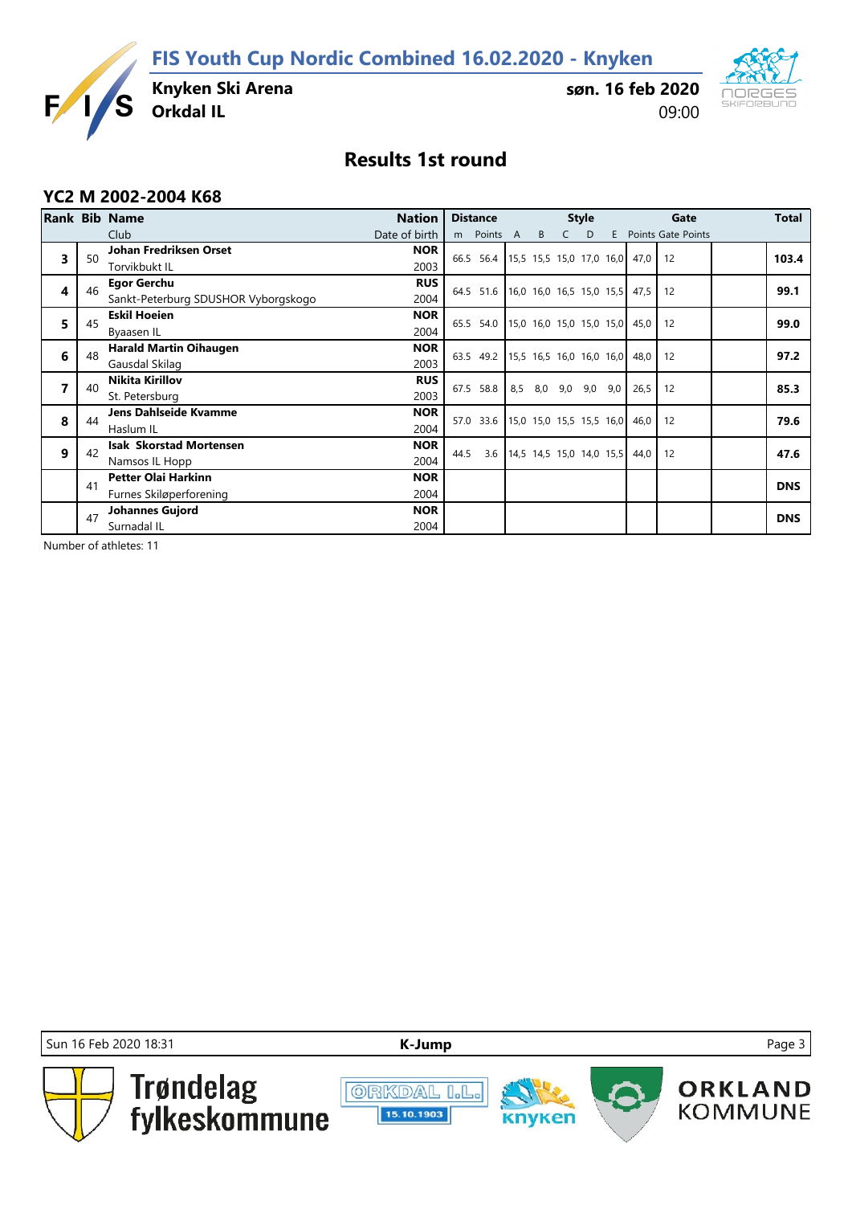# FIS Youth Cup Nordic Combined 16.02.2020 - Knyken

**Knyken Ski Arena**
**Orkdal IL**

**søn. 16 feb 2020**
09:00

## Results 1st round

### YC2 M 2002-2004 K68

| Rank | Bib | Name / Club | Nation / Date of birth | Distance m | Distance Points | A | B | C | D | E | Style Points | Gate | Gate Points | Total |
|---|---|---|---|---|---|---|---|---|---|---|---|---|---|---|
| 3 | 50 | **Johan Fredriksen Orset** / Torvikbukt IL | **NOR** / 2003 | 66.5 | 56.4 | 15,5 | 15,5 | 15,0 | 17,0 | 16,0 | 47,0 | 12 | | **103.4** |
| 4 | 46 | **Egor Gerchu** / Sankt-Peterburg SDUSHOR Vyborgskogo | **RUS** / 2004 | 64.5 | 51.6 | 16,0 | 16,0 | 16,5 | 15,0 | 15,5 | 47,5 | 12 | | **99.1** |
| 5 | 45 | **Eskil Hoeien** / Byaasen IL | **NOR** / 2004 | 65.5 | 54.0 | 15,0 | 16,0 | 15,0 | 15,0 | 15,0 | 45,0 | 12 | | **99.0** |
| 6 | 48 | **Harald Martin Oihaugen** / Gausdal Skilag | **NOR** / 2003 | 63.5 | 49.2 | 15,5 | 16,5 | 16,0 | 16,0 | 16,0 | 48,0 | 12 | | **97.2** |
| 7 | 40 | **Nikita Kirillov** / St. Petersburg | **RUS** / 2003 | 67.5 | 58.8 | 8,5 | 8,0 | 9,0 | 9,0 | 9,0 | 26,5 | 12 | | **85.3** |
| 8 | 44 | **Jens Dahlseide Kvamme** / Haslum IL | **NOR** / 2004 | 57.0 | 33.6 | 15,0 | 15,0 | 15,5 | 15,5 | 16,0 | 46,0 | 12 | | **79.6** |
| 9 | 42 | **Isak Skorstad Mortensen** / Namsos IL Hopp | **NOR** / 2004 | 44.5 | 3.6 | 14,5 | 14,5 | 15,0 | 14,0 | 15,5 | 44,0 | 12 | | **47.6** |
| | 41 | **Petter Olai Harkinn** / Furnes Skiløperforening | **NOR** / 2004 | | | | | | | | | | | **DNS** |
| | 47 | **Johannes Gujord** / Surnadal IL | **NOR** / 2004 | | | | | | | | | | | **DNS** |

Number of athletes: 11

Sun 16 Feb 2020 18:31 — **K-Jump**

Trøndelag fylkeskommune — ORKDAL I.L. 15.10.1903 — knyken — ORKLAND KOMMUNE